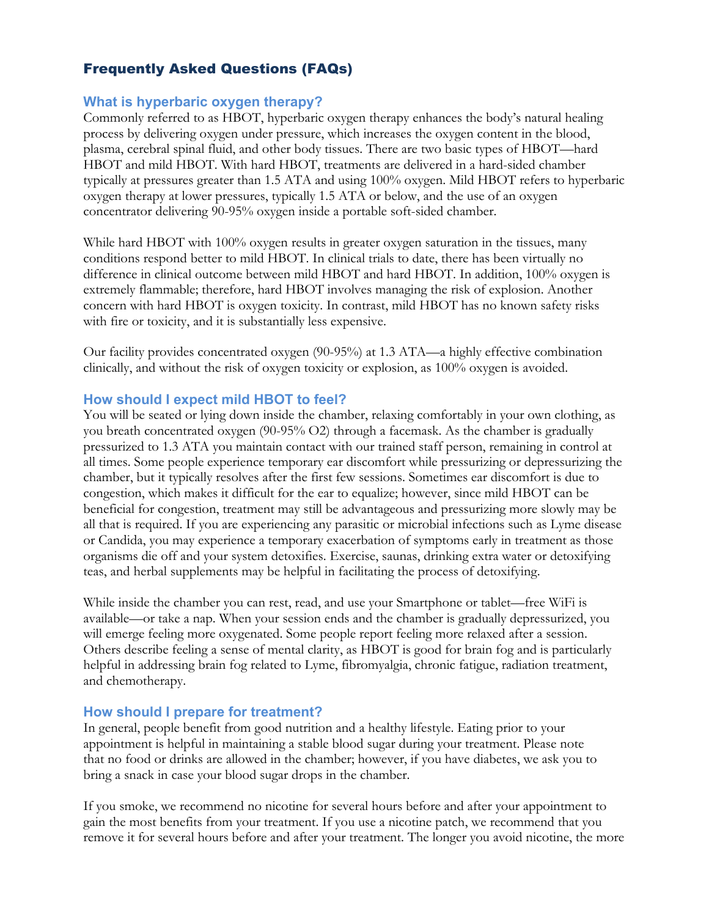## Frequently Asked Questions (FAQs)

### What is hyperbaric oxygen therapy?

Commonly referred to as HBOT, hyperbaric oxygen therapy enhances the body's natural healing process by delivering oxygen under pressure, which increases the oxygen content in the blood, plasma, cerebral spinal fluid, and other body tissues. There are two basic types of HBOT—hard HBOT and mild HBOT. With hard HBOT, treatments are delivered in a hard-sided chamber typically at pressures greater than 1.5 ATA and using 100% oxygen. Mild HBOT refers to hyperbaric oxygen therapy at lower pressures, typically 1.5 ATA or below, and the use of an oxygen concentrator delivering 90-95% oxygen inside a portable soft-sided chamber.

While hard HBOT with 100% oxygen results in greater oxygen saturation in the tissues, many conditions respond better to mild HBOT. In clinical trials to date, there has been virtually no difference in clinical outcome between mild HBOT and hard HBOT. In addition, 100% oxygen is extremely flammable; therefore, hard HBOT involves managing the risk of explosion. Another concern with hard HBOT is oxygen toxicity. In contrast, mild HBOT has no known safety risks with fire or toxicity, and it is substantially less expensive.

Our facility provides concentrated oxygen (90-95%) at 1.3 ATA—a highly effective combination clinically, and without the risk of oxygen toxicity or explosion, as 100% oxygen is avoided.

### How should I expect mild HBOT to feel?

You will be seated or lying down inside the chamber, relaxing comfortably in your own clothing, as you breath concentrated oxygen (90-95% $O_2$) through a facemask. As the chamber is gradually pressurized to 1.3 ATA you maintain contact with our trained staff person, remaining in control at all times. Some people experience temporary ear discomfort while pressurizing or depressurizing the chamber, but it typically resolves after the first few sessions. Sometimes ear discomfort is due to congestion, which makes it difficult for the ear to equalize; however, since mild HBOT can be beneficial for congestion, treatment may still be advantageous and pressurizing more slowly may be all that is required. If you are experiencing any parasitic or microbial infections such as Lyme disease or Candida, you may experience a temporary exacerbation of symptoms early in treatment as those organisms die off and your system detoxifies. Exercise, saunas, drinking extra water or detoxifying teas, and herbal supplements may be helpful in facilitating the process of detoxifying.

While inside the chamber you can rest, read, and use your Smartphone or tablet—free WiFi is available—or take a nap. When your session ends and the chamber is gradually depressurized, you will emerge feeling more oxygenated. Some people report feeling more relaxed after a session. Others describe feeling a sense of mental clarity, as HBOT is good for brain fog and is particularly helpful in addressing brain fog related to Lyme, fibromyalgia, chronic fatigue, radiation treatment, and chemotherapy.

### How should I prepare for treatment?

In general, people benefit from good nutrition and a healthy lifestyle. Eating prior to your appointment is helpful in maintaining a stable blood sugar during your treatment. Please note that no food or drinks are allowed in the chamber; however, if you have diabetes, we ask you to bring a snack in case your blood sugar drops in the chamber.

If you smoke, we recommend no nicotine for several hours before and after your appointment to gain the most benefits from your treatment. If you use a nicotine patch, we recommend that you remove it for several hours before and after your treatment. The longer you avoid nicotine, the more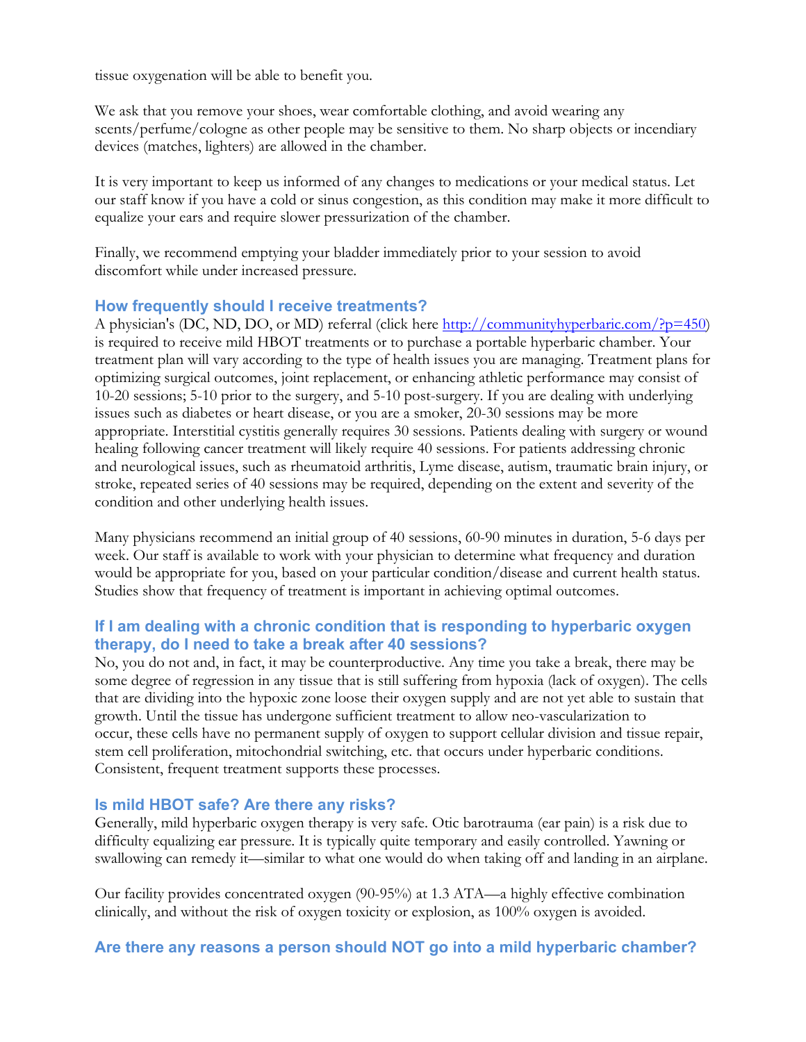tissue oxygenation will be able to benefit you.

We ask that you remove your shoes, wear comfortable clothing, and avoid wearing any scents/perfume/cologne as other people may be sensitive to them. No sharp objects or incendiary devices (matches, lighters) are allowed in the chamber.

It is very important to keep us informed of any changes to medications or your medical status. Let our staff know if you have a cold or sinus congestion, as this condition may make it more difficult to equalize your ears and require slower pressurization of the chamber.

Finally, we recommend emptying your bladder immediately prior to your session to avoid discomfort while under increased pressure.

### How frequently should I receive treatments?

A physician's (DC, ND, DO, or MD) referral (click here [http://communityhyperbaric.com/?p=450](http://communityhyperbaric.com/?p=450)) is required to receive mild HBOT treatments or to purchase a portable hyperbaric chamber. Your treatment plan will vary according to the type of health issues you are managing. Treatment plans for optimizing surgical outcomes, joint replacement, or enhancing athletic performance may consist of 10-20 sessions; 5-10 prior to the surgery, and 5-10 post-surgery. If you are dealing with underlying issues such as diabetes or heart disease, or you are a smoker, 20-30 sessions may be more appropriate. Interstitial cystitis generally requires 30 sessions. Patients dealing with surgery or wound healing following cancer treatment will likely require 40 sessions. For patients addressing chronic and neurological issues, such as rheumatoid arthritis, Lyme disease, autism, traumatic brain injury, or stroke, repeated series of 40 sessions may be required, depending on the extent and severity of the condition and other underlying health issues.

Many physicians recommend an initial group of 40 sessions, 60-90 minutes in duration, 5-6 days per week. Our staff is available to work with your physician to determine what frequency and duration would be appropriate for you, based on your particular condition/disease and current health status. Studies show that frequency of treatment is important in achieving optimal outcomes.

### If I am dealing with a chronic condition that is responding to hyperbaric oxygen therapy, do I need to take a break after 40 sessions?

No, you do not and, in fact, it may be counterproductive. Any time you take a break, there may be some degree of regression in any tissue that is still suffering from hypoxia (lack of oxygen). The cells that are dividing into the hypoxic zone loose their oxygen supply and are not yet able to sustain that growth. Until the tissue has undergone sufficient treatment to allow neo-vascularization to occur, these cells have no permanent supply of oxygen to support cellular division and tissue repair, stem cell proliferation, mitochondrial switching, etc. that occurs under hyperbaric conditions. Consistent, frequent treatment supports these processes.

### Is mild HBOT safe? Are there any risks?

Generally, mild hyperbaric oxygen therapy is very safe. Otic barotrauma (ear pain) is a risk due to difficulty equalizing ear pressure. It is typically quite temporary and easily controlled. Yawning or swallowing can remedy it—similar to what one would do when taking off and landing in an airplane.

Our facility provides concentrated oxygen (90-95%) at 1.3 ATA—a highly effective combination clinically, and without the risk of oxygen toxicity or explosion, as 100% oxygen is avoided.

### Are there any reasons a person should NOT go into a mild hyperbaric chamber?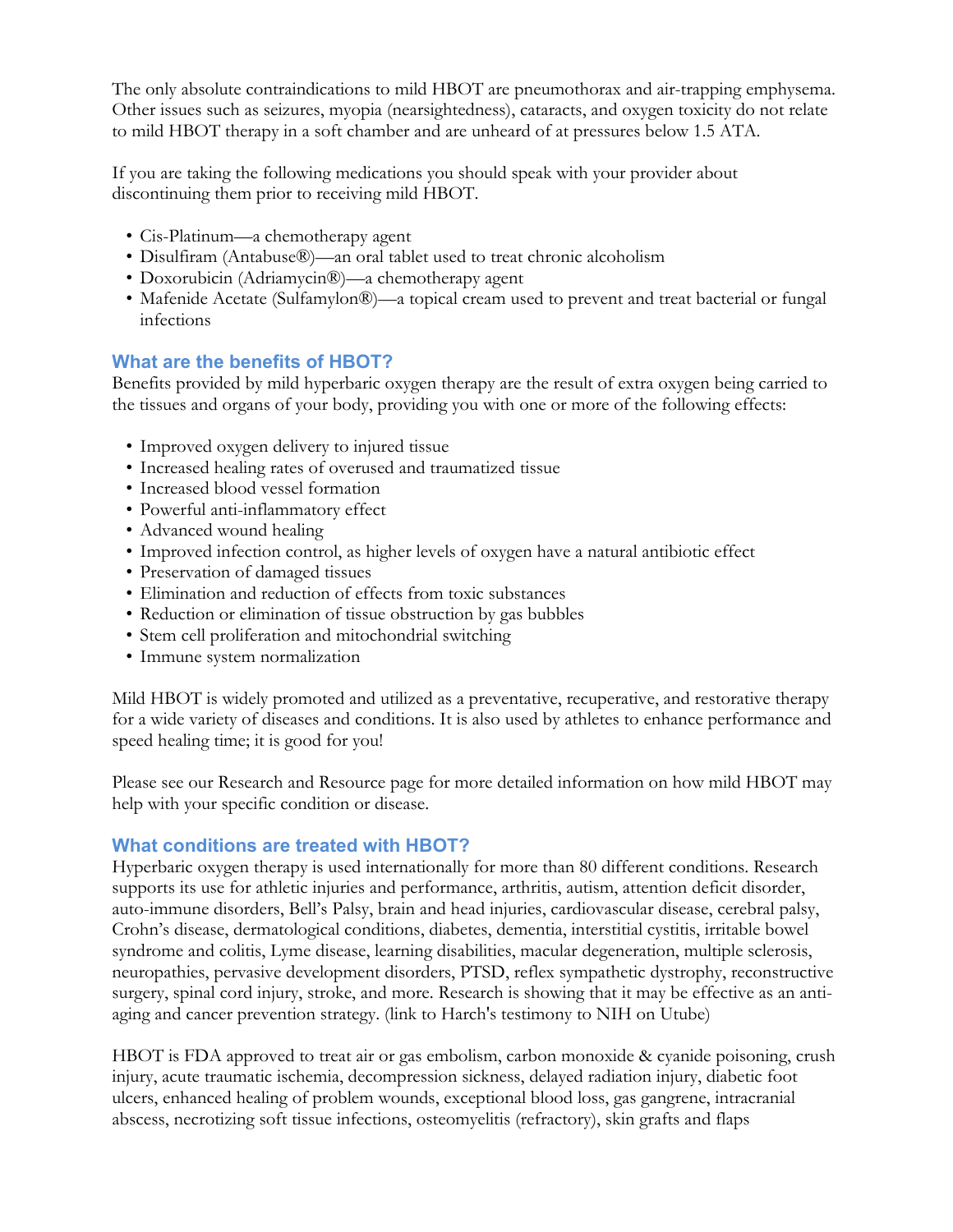The only absolute contraindications to mild HBOT are pneumothorax and air-trapping emphysema. Other issues such as seizures, myopia (nearsightedness), cataracts, and oxygen toxicity do not relate to mild HBOT therapy in a soft chamber and are unheard of at pressures below 1.5 ATA.

If you are taking the following medications you should speak with your provider about discontinuing them prior to receiving mild HBOT.

- Cis-Platinum—a chemotherapy agent
- Disulfiram (Antabuse®)—an oral tablet used to treat chronic alcoholism
- Doxorubicin (Adriamycin®)—a chemotherapy agent
- Mafenide Acetate (Sulfamylon®)—a topical cream used to prevent and treat bacterial or fungal infections

### What are the benefits of HBOT?

Benefits provided by mild hyperbaric oxygen therapy are the result of extra oxygen being carried to the tissues and organs of your body, providing you with one or more of the following effects:

- Improved oxygen delivery to injured tissue
- Increased healing rates of overused and traumatized tissue
- Increased blood vessel formation
- Powerful anti-inflammatory effect
- Advanced wound healing
- Improved infection control, as higher levels of oxygen have a natural antibiotic effect
- Preservation of damaged tissues
- Elimination and reduction of effects from toxic substances
- Reduction or elimination of tissue obstruction by gas bubbles
- Stem cell proliferation and mitochondrial switching
- Immune system normalization

Mild HBOT is widely promoted and utilized as a preventative, recuperative, and restorative therapy for a wide variety of diseases and conditions. It is also used by athletes to enhance performance and speed healing time; it is good for you!

Please see our Research and Resource page for more detailed information on how mild HBOT may help with your specific condition or disease.

### What conditions are treated with HBOT?

Hyperbaric oxygen therapy is used internationally for more than 80 different conditions. Research supports its use for athletic injuries and performance, arthritis, autism, attention deficit disorder, auto-immune disorders, Bell's Palsy, brain and head injuries, cardiovascular disease, cerebral palsy, Crohn's disease, dermatological conditions, diabetes, dementia, interstitial cystitis, irritable bowel syndrome and colitis, Lyme disease, learning disabilities, macular degeneration, multiple sclerosis, neuropathies, pervasive development disorders, PTSD, reflex sympathetic dystrophy, reconstructive surgery, spinal cord injury, stroke, and more. Research is showing that it may be effective as an anti-aging and cancer prevention strategy. (link to Harch's testimony to NIH on Utube)

HBOT is FDA approved to treat air or gas embolism, carbon monoxide & cyanide poisoning, crush injury, acute traumatic ischemia, decompression sickness, delayed radiation injury, diabetic foot ulcers, enhanced healing of problem wounds, exceptional blood loss, gas gangrene, intracranial abscess, necrotizing soft tissue infections, osteomyelitis (refractory), skin grafts and flaps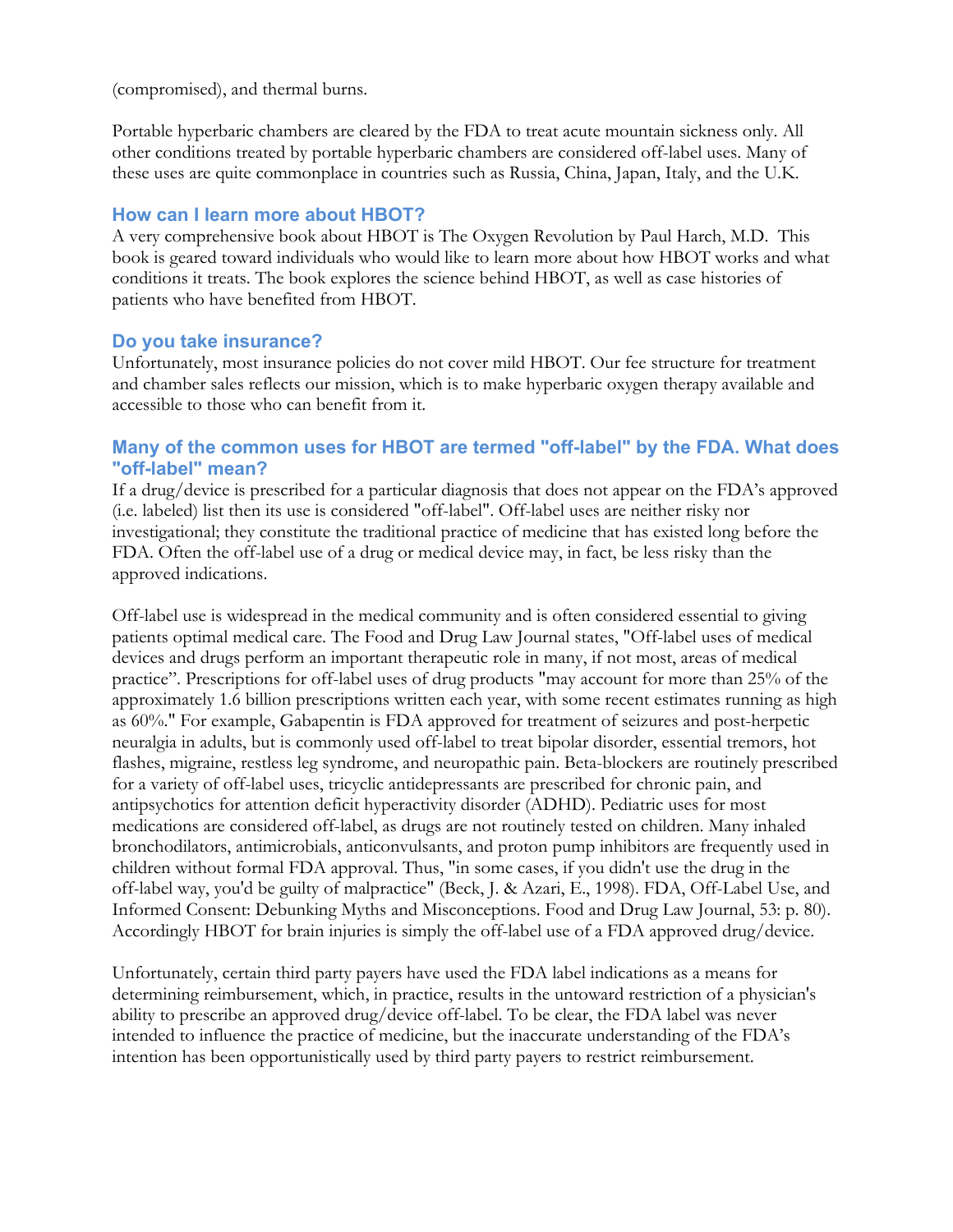(compromised), and thermal burns.

Portable hyperbaric chambers are cleared by the FDA to treat acute mountain sickness only. All other conditions treated by portable hyperbaric chambers are considered off-label uses. Many of these uses are quite commonplace in countries such as Russia, China, Japan, Italy, and the U.K.

### How can I learn more about HBOT?

A very comprehensive book about HBOT is The Oxygen Revolution by Paul Harch, M.D. This book is geared toward individuals who would like to learn more about how HBOT works and what conditions it treats. The book explores the science behind HBOT, as well as case histories of patients who have benefited from HBOT.

### Do you take insurance?

Unfortunately, most insurance policies do not cover mild HBOT. Our fee structure for treatment and chamber sales reflects our mission, which is to make hyperbaric oxygen therapy available and accessible to those who can benefit from it.

### Many of the common uses for HBOT are termed "off-label" by the FDA. What does "off-label" mean?

If a drug/device is prescribed for a particular diagnosis that does not appear on the FDA's approved (i.e. labeled) list then its use is considered "off-label". Off-label uses are neither risky nor investigational; they constitute the traditional practice of medicine that has existed long before the FDA. Often the off-label use of a drug or medical device may, in fact, be less risky than the approved indications.

Off-label use is widespread in the medical community and is often considered essential to giving patients optimal medical care. The Food and Drug Law Journal states, "Off-label uses of medical devices and drugs perform an important therapeutic role in many, if not most, areas of medical practice". Prescriptions for off-label uses of drug products "may account for more than 25% of the approximately 1.6 billion prescriptions written each year, with some recent estimates running as high as 60%." For example, Gabapentin is FDA approved for treatment of seizures and post-herpetic neuralgia in adults, but is commonly used off-label to treat bipolar disorder, essential tremors, hot flashes, migraine, restless leg syndrome, and neuropathic pain. Beta-blockers are routinely prescribed for a variety of off-label uses, tricyclic antidepressants are prescribed for chronic pain, and antipsychotics for attention deficit hyperactivity disorder (ADHD). Pediatric uses for most medications are considered off-label, as drugs are not routinely tested on children. Many inhaled bronchodilators, antimicrobials, anticonvulsants, and proton pump inhibitors are frequently used in children without formal FDA approval. Thus, "in some cases, if you didn't use the drug in the off-label way, you'd be guilty of malpractice" (Beck, J. & Azari, E., 1998). FDA, Off-Label Use, and Informed Consent: Debunking Myths and Misconceptions. Food and Drug Law Journal, 53: p. 80). Accordingly HBOT for brain injuries is simply the off-label use of a FDA approved drug/device.

Unfortunately, certain third party payers have used the FDA label indications as a means for determining reimbursement, which, in practice, results in the untoward restriction of a physician's ability to prescribe an approved drug/device off-label. To be clear, the FDA label was never intended to influence the practice of medicine, but the inaccurate understanding of the FDA's intention has been opportunistically used by third party payers to restrict reimbursement.